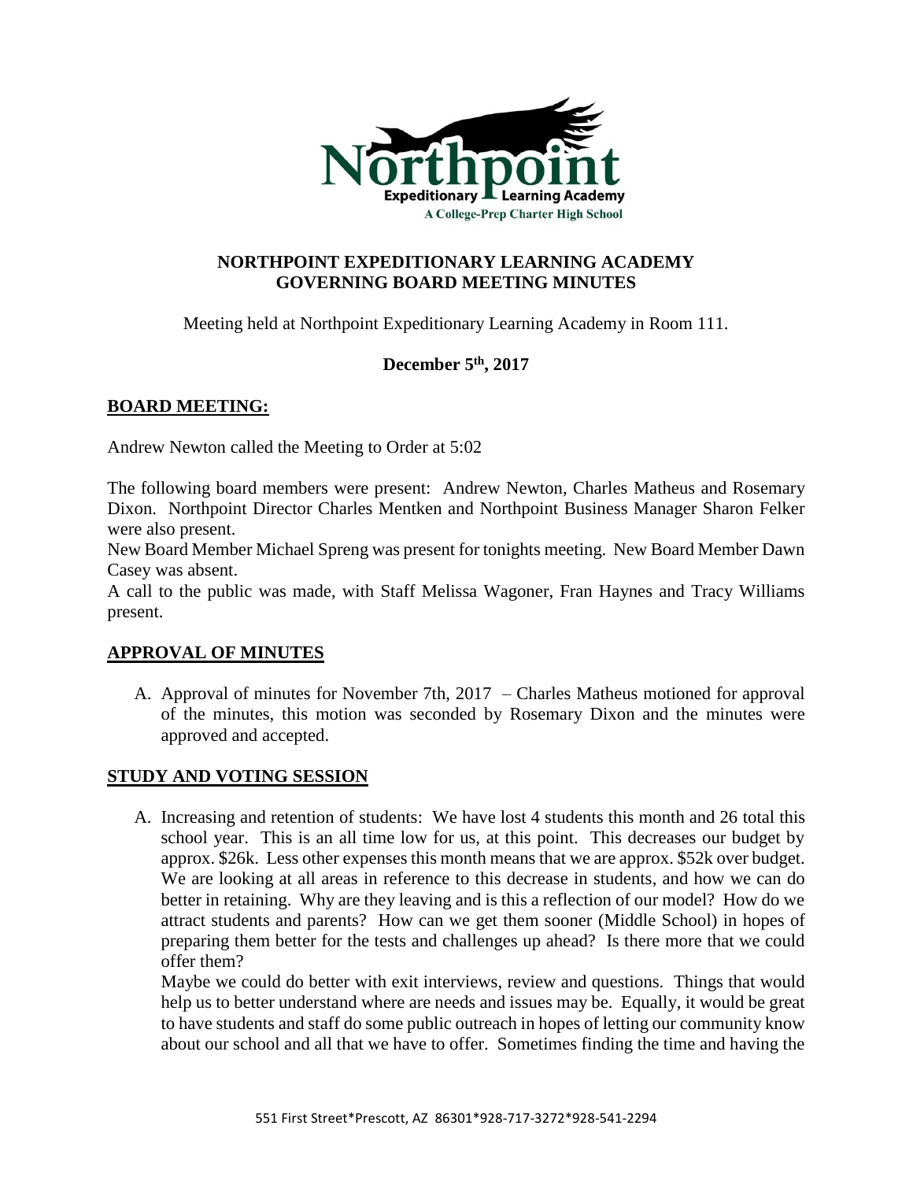# NORTHPOINT EXPEDITIONARY LEARNING ACADEMY
# GOVERNING BOARD MEETING MINUTES

Meeting held at Northpoint Expeditionary Learning Academy in Room 111.

**December 5th, 2017**

## BOARD MEETING:

Andrew Newton called the Meeting to Order at 5:02

The following board members were present: Andrew Newton, Charles Matheus and Rosemary Dixon. Northpoint Director Charles Mentken and Northpoint Business Manager Sharon Felker were also present.

New Board Member Michael Spreng was present for tonights meeting. New Board Member Dawn Casey was absent.

A call to the public was made, with Staff Melissa Wagoner, Fran Haynes and Tracy Williams present.

## APPROVAL OF MINUTES

A. Approval of minutes for November 7th, 2017 – Charles Matheus motioned for approval of the minutes, this motion was seconded by Rosemary Dixon and the minutes were approved and accepted.

## STUDY AND VOTING SESSION

A. Increasing and retention of students: We have lost 4 students this month and 26 total this school year. This is an all time low for us, at this point. This decreases our budget by approx. $26k. Less other expenses this month means that we are approx. $52k over budget. We are looking at all areas in reference to this decrease in students, and how we can do better in retaining. Why are they leaving and is this a reflection of our model? How do we attract students and parents? How can we get them sooner (Middle School) in hopes of preparing them better for the tests and challenges up ahead? Is there more that we could offer them?

   Maybe we could do better with exit interviews, review and questions. Things that would help us to better understand where are needs and issues may be. Equally, it would be great to have students and staff do some public outreach in hopes of letting our community know about our school and all that we have to offer. Sometimes finding the time and having the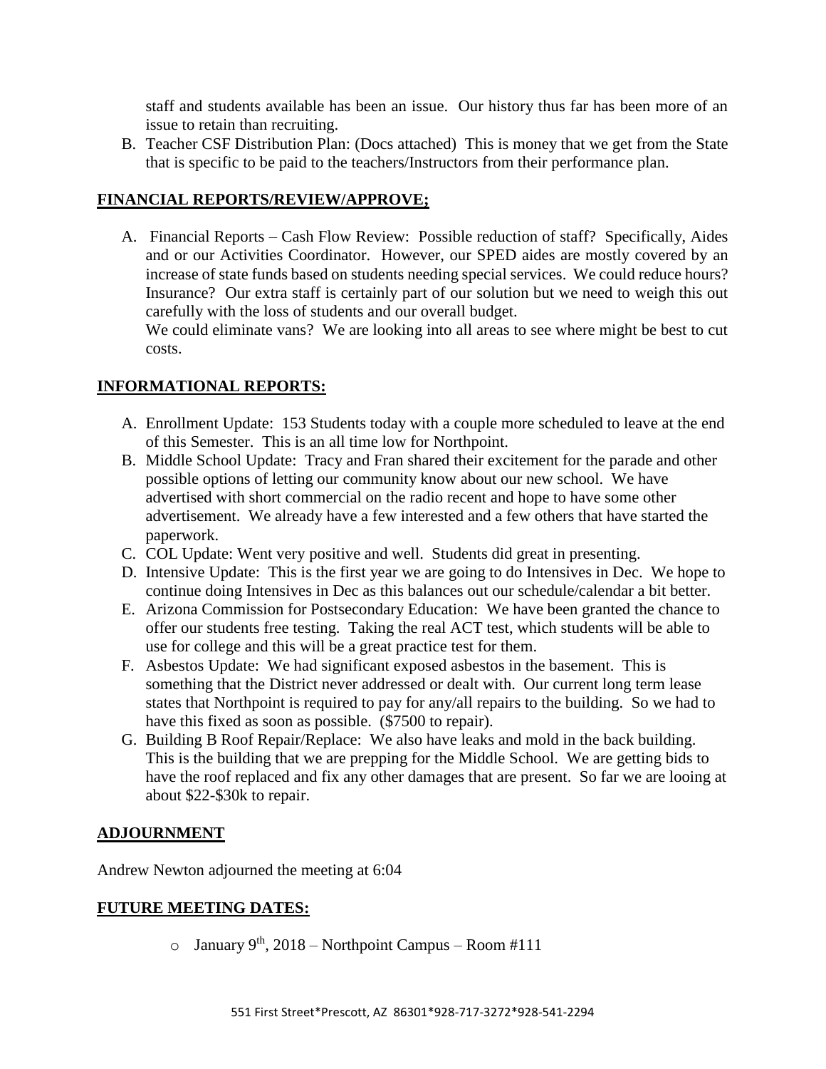staff and students available has been an issue. Our history thus far has been more of an issue to retain than recruiting.

B. Teacher CSF Distribution Plan: (Docs attached) This is money that we get from the State that is specific to be paid to the teachers/Instructors from their performance plan.

## FINANCIAL REPORTS/REVIEW/APPROVE;

A. Financial Reports – Cash Flow Review: Possible reduction of staff? Specifically, Aides and or our Activities Coordinator. However, our SPED aides are mostly covered by an increase of state funds based on students needing special services. We could reduce hours? Insurance? Our extra staff is certainly part of our solution but we need to weigh this out carefully with the loss of students and our overall budget.
   We could eliminate vans? We are looking into all areas to see where might be best to cut costs.

## INFORMATIONAL REPORTS:

A. Enrollment Update: 153 Students today with a couple more scheduled to leave at the end of this Semester. This is an all time low for Northpoint.
B. Middle School Update: Tracy and Fran shared their excitement for the parade and other possible options of letting our community know about our new school. We have advertised with short commercial on the radio recent and hope to have some other advertisement. We already have a few interested and a few others that have started the paperwork.
C. COL Update: Went very positive and well. Students did great in presenting.
D. Intensive Update: This is the first year we are going to do Intensives in Dec. We hope to continue doing Intensives in Dec as this balances out our schedule/calendar a bit better.
E. Arizona Commission for Postsecondary Education: We have been granted the chance to offer our students free testing. Taking the real ACT test, which students will be able to use for college and this will be a great practice test for them.
F. Asbestos Update: We had significant exposed asbestos in the basement. This is something that the District never addressed or dealt with. Our current long term lease states that Northpoint is required to pay for any/all repairs to the building. So we had to have this fixed as soon as possible. ($7500 to repair).
G. Building B Roof Repair/Replace: We also have leaks and mold in the back building. This is the building that we are prepping for the Middle School. We are getting bids to have the roof replaced and fix any other damages that are present. So far we are looing at about $22-$30k to repair.

## ADJOURNMENT

Andrew Newton adjourned the meeting at 6:04

## FUTURE MEETING DATES:

- January 9th, 2018 – Northpoint Campus – Room #111

551 First Street*Prescott, AZ 86301*928-717-3272*928-541-2294